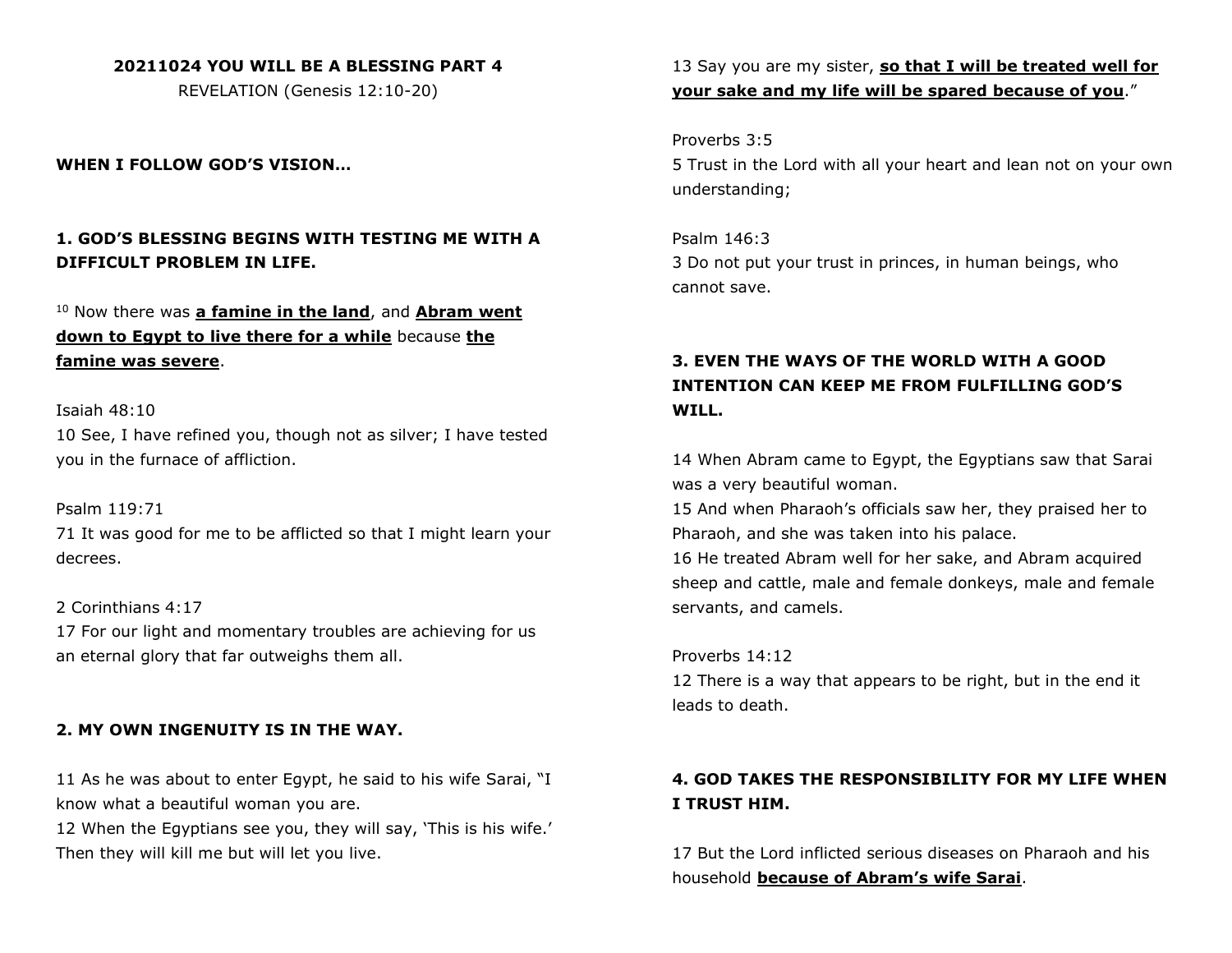**20211024 YOU WILL BE A BLESSING PART 4**

REVELATION (Genesis 12:10-20)

**WHEN I FOLLOW GOD'S VISION…**

### 1. GOD'S BLESSING BEGINS WITH TESTING ME WITH A DIFFICULT PROBLEM IN LIFE.

10 Now there was **a famine in the land**, and **Abram went down to Egypt to live there for a while** because **the famine was severe**.

Isaiah 48:10
10 See, I have refined you, though not as silver; I have tested you in the furnace of affliction.

Psalm 119:71
71 It was good for me to be afflicted so that I might learn your decrees.

2 Corinthians 4:17
17 For our light and momentary troubles are achieving for us an eternal glory that far outweighs them all.

### 2. MY OWN INGENUITY IS IN THE WAY.

11 As he was about to enter Egypt, he said to his wife Sarai, "I know what a beautiful woman you are.
12 When the Egyptians see you, they will say, 'This is his wife.' Then they will kill me but will let you live.
13 Say you are my sister, **so that I will be treated well for your sake and my life will be spared because of you**."

Proverbs 3:5
5 Trust in the Lord with all your heart and lean not on your own understanding;

Psalm 146:3
3 Do not put your trust in princes, in human beings, who cannot save.

### 3. EVEN THE WAYS OF THE WORLD WITH A GOOD INTENTION CAN KEEP ME FROM FULFILLING GOD'S WILL.

14 When Abram came to Egypt, the Egyptians saw that Sarai was a very beautiful woman.
15 And when Pharaoh's officials saw her, they praised her to Pharaoh, and she was taken into his palace.
16 He treated Abram well for her sake, and Abram acquired sheep and cattle, male and female donkeys, male and female servants, and camels.

Proverbs 14:12
12 There is a way that appears to be right, but in the end it leads to death.

### 4. GOD TAKES THE RESPONSIBILITY FOR MY LIFE WHEN I TRUST HIM.

17 But the Lord inflicted serious diseases on Pharaoh and his household **because of Abram's wife Sarai**.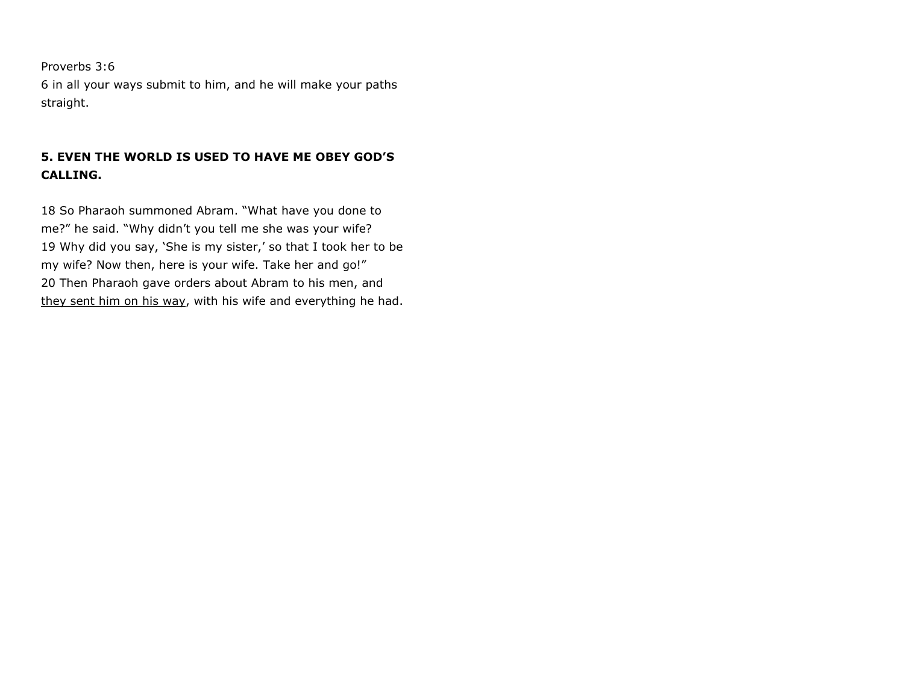Proverbs 3:6
6 in all your ways submit to him, and he will make your paths straight.

**5. EVEN THE WORLD IS USED TO HAVE ME OBEY GOD'S CALLING.**

18 So Pharaoh summoned Abram. "What have you done to me?" he said. "Why didn't you tell me she was your wife?
19 Why did you say, 'She is my sister,' so that I took her to be my wife? Now then, here is your wife. Take her and go!"
20 Then Pharaoh gave orders about Abram to his men, and <u>they sent him on his way</u>, with his wife and everything he had.